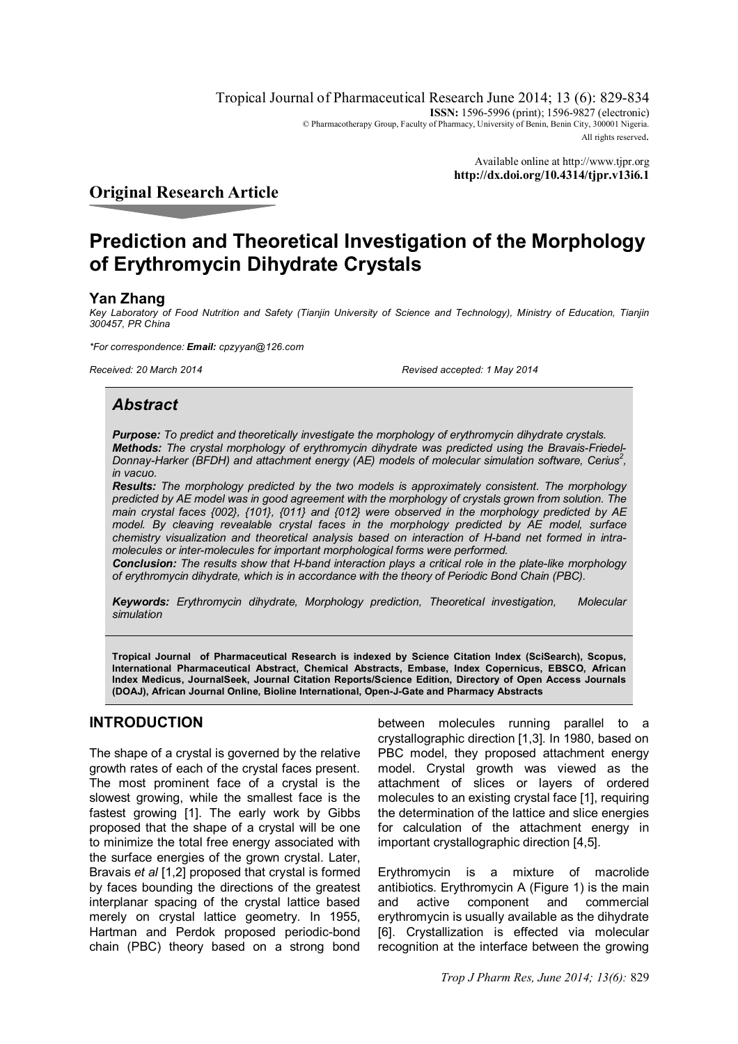Original Research Article

# Prediction and Theoretical Investigation of the Morphology of Erythromycin Dihydrate Crystals

**Yan Zhang**

*Key Laboratory of Food Nutrition and Safety (Tianjin University of Science and Technology), Ministry of Education, Tianjin 300457, PR China*

*\*For correspondence: **Email:** cpzyyan@126.com*

*Received: 20 March 2014* *Revised accepted: 1 May 2014*

## Abstract

***Purpose:*** *To predict and theoretically investigate the morphology of erythromycin dihydrate crystals.*

***Methods:*** *The crystal morphology of erythromycin dihydrate was predicted using the Bravais-Friedel-Donnay-Harker (BFDH) and attachment energy (AE) models of molecular simulation software, Cerius$^2$, in vacuo.*

***Results:*** *The morphology predicted by the two models is approximately consistent. The morphology predicted by AE model was in good agreement with the morphology of crystals grown from solution. The main crystal faces {002}, {101}, {011} and {012} were observed in the morphology predicted by AE model. By cleaving revealable crystal faces in the morphology predicted by AE model, surface chemistry visualization and theoretical analysis based on interaction of H-band net formed in intra-molecules or inter-molecules for important morphological forms were performed.*

***Conclusion:*** *The results show that H-band interaction plays a critical role in the plate-like morphology of erythromycin dihydrate, which is in accordance with the theory of Periodic Bond Chain (PBC).*

***Keywords:*** *Erythromycin dihydrate, Morphology prediction, Theoretical investigation, Molecular simulation*

**Tropical Journal of Pharmaceutical Research is indexed by Science Citation Index (SciSearch), Scopus, International Pharmaceutical Abstract, Chemical Abstracts, Embase, Index Copernicus, EBSCO, African Index Medicus, JournalSeek, Journal Citation Reports/Science Edition, Directory of Open Access Journals (DOAJ), African Journal Online, Bioline International, Open-J-Gate and Pharmacy Abstracts**

## INTRODUCTION

The shape of a crystal is governed by the relative growth rates of each of the crystal faces present. The most prominent face of a crystal is the slowest growing, while the smallest face is the fastest growing [1]. The early work by Gibbs proposed that the shape of a crystal will be one to minimize the total free energy associated with the surface energies of the grown crystal. Later, Bravais *et al* [1,2] proposed that crystal is formed by faces bounding the directions of the greatest interplanar spacing of the crystal lattice based merely on crystal lattice geometry. In 1955, Hartman and Perdok proposed periodic-bond chain (PBC) theory based on a strong bond between molecules running parallel to a crystallographic direction [1,3]. In 1980, based on PBC model, they proposed attachment energy model. Crystal growth was viewed as the attachment of slices or layers of ordered molecules to an existing crystal face [1], requiring the determination of the lattice and slice energies for calculation of the attachment energy in important crystallographic direction [4,5].

Erythromycin is a mixture of macrolide antibiotics. Erythromycin A (Figure 1) is the main and active component and commercial erythromycin is usually available as the dihydrate [6]. Crystallization is effected via molecular recognition at the interface between the growing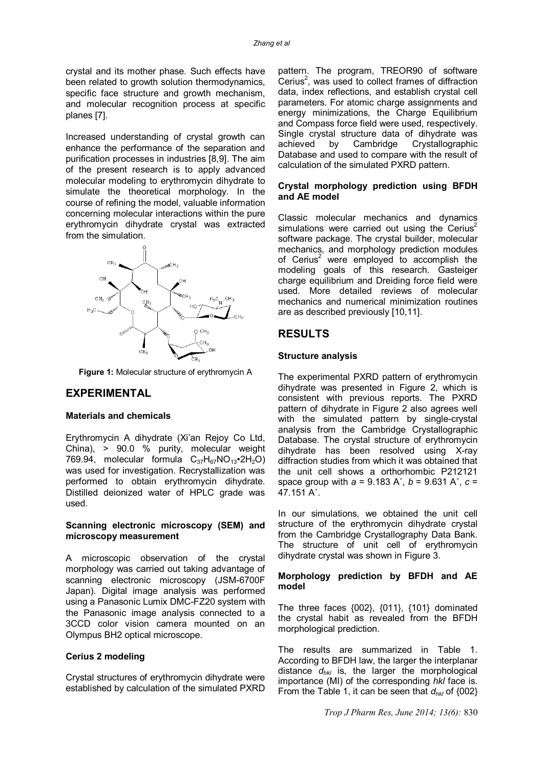crystal and its mother phase. Such effects have been related to growth solution thermodynamics, specific face structure and growth mechanism, and molecular recognition process at specific planes [7].

Increased understanding of crystal growth can enhance the performance of the separation and purification processes in industries [8,9]. The aim of the present research is to apply advanced molecular modeling to erythromycin dihydrate to simulate the theoretical morphology. In the course of refining the model, valuable information concerning molecular interactions within the pure erythromycin dihydrate crystal was extracted from the simulation.

**Figure 1:** Molecular structure of erythromycin A

## EXPERIMENTAL

### Materials and chemicals

Erythromycin A dihydrate (Xi'an Rejoy Co Ltd, China), > 90.0 % purity, molecular weight 769.94, molecular formula $C_{37}H_{67}NO_{13}{\bullet}2H_2O$) was used for investigation. Recrystallization was performed to obtain erythromycin dihydrate. Distilled deionized water of HPLC grade was used.

### Scanning electronic microscopy (SEM) and microscopy measurement

A microscopic observation of the crystal morphology was carried out taking advantage of scanning electronic microscopy (JSM-6700F Japan). Digital image analysis was performed using a Panasonic Lumix DMC-FZ20 system with the Panasonic image analysis connected to a 3CCD color vision camera mounted on an Olympus BH2 optical microscope.

### Cerius 2 modeling

Crystal structures of erythromycin dihydrate were established by calculation of the simulated PXRD pattern. The program, TREOR90 of software Cerius$^2$, was used to collect frames of diffraction data, index reflections, and establish crystal cell parameters. For atomic charge assignments and energy minimizations, the Charge Equilibrium and Compass force field were used, respectively. Single crystal structure data of dihydrate was achieved by Cambridge Crystallographic Database and used to compare with the result of calculation of the simulated PXRD pattern.

### Crystal morphology prediction using BFDH and AE model

Classic molecular mechanics and dynamics simulations were carried out using the Cerius$^2$ software package. The crystal builder, molecular mechanics, and morphology prediction modules of Cerius$^2$ were employed to accomplish the modeling goals of this research. Gasteiger charge equilibrium and Dreiding force field were used. More detailed reviews of molecular mechanics and numerical minimization routines are as described previously [10,11].

## RESULTS

### Structure analysis

The experimental PXRD pattern of erythromycin dihydrate was presented in Figure 2, which is consistent with previous reports. The PXRD pattern of dihydrate in Figure 2 also agrees well with the simulated pattern by single-crystal analysis from the Cambridge Crystallographic Database. The crystal structure of erythromycin dihydrate has been resolved using X-ray diffraction studies from which it was obtained that the unit cell shows a orthorhombic P212121 space group with *a* = 9.183 A˚, *b* = 9.631 A˚, *c* = 47.151 A˚.

In our simulations, we obtained the unit cell structure of the erythromycin dihydrate crystal from the Cambridge Crystallography Data Bank. The structure of unit cell of erythromycin dihydrate crystal was shown in Figure 3.

### Morphology prediction by BFDH and AE model

The three faces {002}, {011}, {101} dominated the crystal habit as revealed from the BFDH morphological prediction.

The results are summarized in Table 1. According to BFDH law, the larger the interplanar distance $d_{hkl}$ is, the larger the morphological importance (MI) of the corresponding *hkl* face is. From the Table 1, it can be seen that $d_{hkl}$ of {002}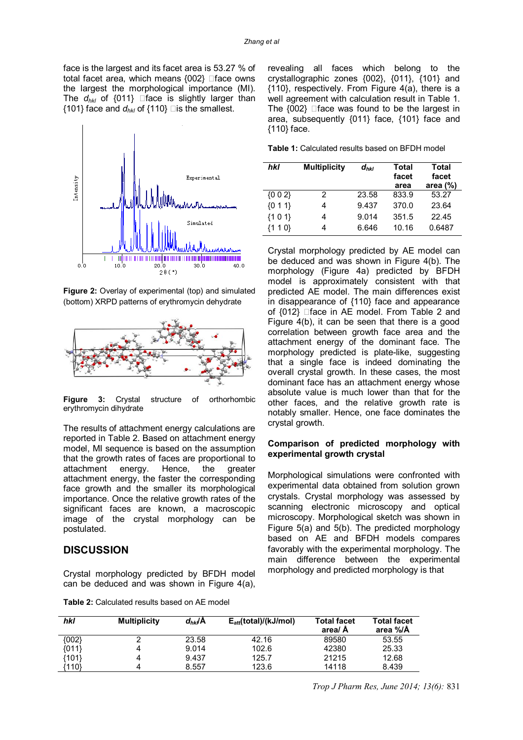face is the largest and its facet area is 53.27 % of total facet area, which means {002} face owns the largest the morphological importance (MI). The $d_{hkl}$ of {011} face is slightly larger than {101} face and $d_{hkl}$ of {110} is the smallest.

**Figure 2:** Overlay of experimental (top) and simulated (bottom) XRPD patterns of erythromycin dehydrate

**Figure 3:** Crystal structure of orthorhombic erythromycin dihydrate

The results of attachment energy calculations are reported in Table 2. Based on attachment energy model, MI sequence is based on the assumption that the growth rates of faces are proportional to attachment energy. Hence, the greater attachment energy, the faster the corresponding face growth and the smaller its morphological importance. Once the relative growth rates of the significant faces are known, a macroscopic image of the crystal morphology can be postulated.

## DISCUSSION

Crystal morphology predicted by BFDH model can be deduced and was shown in Figure 4(a), revealing all faces which belong to the crystallographic zones {002}, {011}, {101} and {110}, respectively. From Figure 4(a), there is a well agreement with calculation result in Table 1. The {002} face was found to be the largest in area, subsequently {011} face, {101} face and {110} face.

**Table 1:** Calculated results based on BFDH model

| *hkl* | Multiplicity | $d_{hkl}$ | Total facet area | Total facet area (%) |
|---|---|---|---|---|
| {0 0 2} | 2 | 23.58 | 833.9 | 53.27 |
| {0 1 1} | 4 | 9.437 | 370.0 | 23.64 |
| {1 0 1} | 4 | 9.014 | 351.5 | 22.45 |
| {1 1 0} | 4 | 6.646 | 10.16 | 0.6487 |

Crystal morphology predicted by AE model can be deduced and was shown in Figure 4(b). The morphology (Figure 4a) predicted by BFDH model is approximately consistent with that predicted AE model. The main differences exist in disappearance of {110} face and appearance of {012} face in AE model. From Table 2 and Figure 4(b), it can be seen that there is a good correlation between growth face area and the attachment energy of the dominant face. The morphology predicted is plate-like, suggesting that a single face is indeed dominating the overall crystal growth. In these cases, the most dominant face has an attachment energy whose absolute value is much lower than that for the other faces, and the relative growth rate is notably smaller. Hence, one face dominates the crystal growth.

### Comparison of predicted morphology with experimental growth crystal

Morphological simulations were confronted with experimental data obtained from solution grown crystals. Crystal morphology was assessed by scanning electronic microscopy and optical microscopy. Morphological sketch was shown in Figure 5(a) and 5(b). The predicted morphology based on AE and BFDH models compares favorably with the experimental morphology. The main difference between the experimental morphology and predicted morphology is that

**Table 2:** Calculated results based on AE model

| *hkl* | Multiplicity | $d_{hkl}$/Å | $E_{att}$(total)/(kJ/mol) | Total facet area/ Å | Total facet area %/Å |
|---|---|---|---|---|---|
| {002} | 2 | 23.58 | 42.16 | 89580 | 53.55 |
| {011} | 4 | 9.014 | 102.6 | 42380 | 25.33 |
| {101} | 4 | 9.437 | 125.7 | 21215 | 12.68 |
| {110} | 4 | 8.557 | 123.6 | 14118 | 8.439 |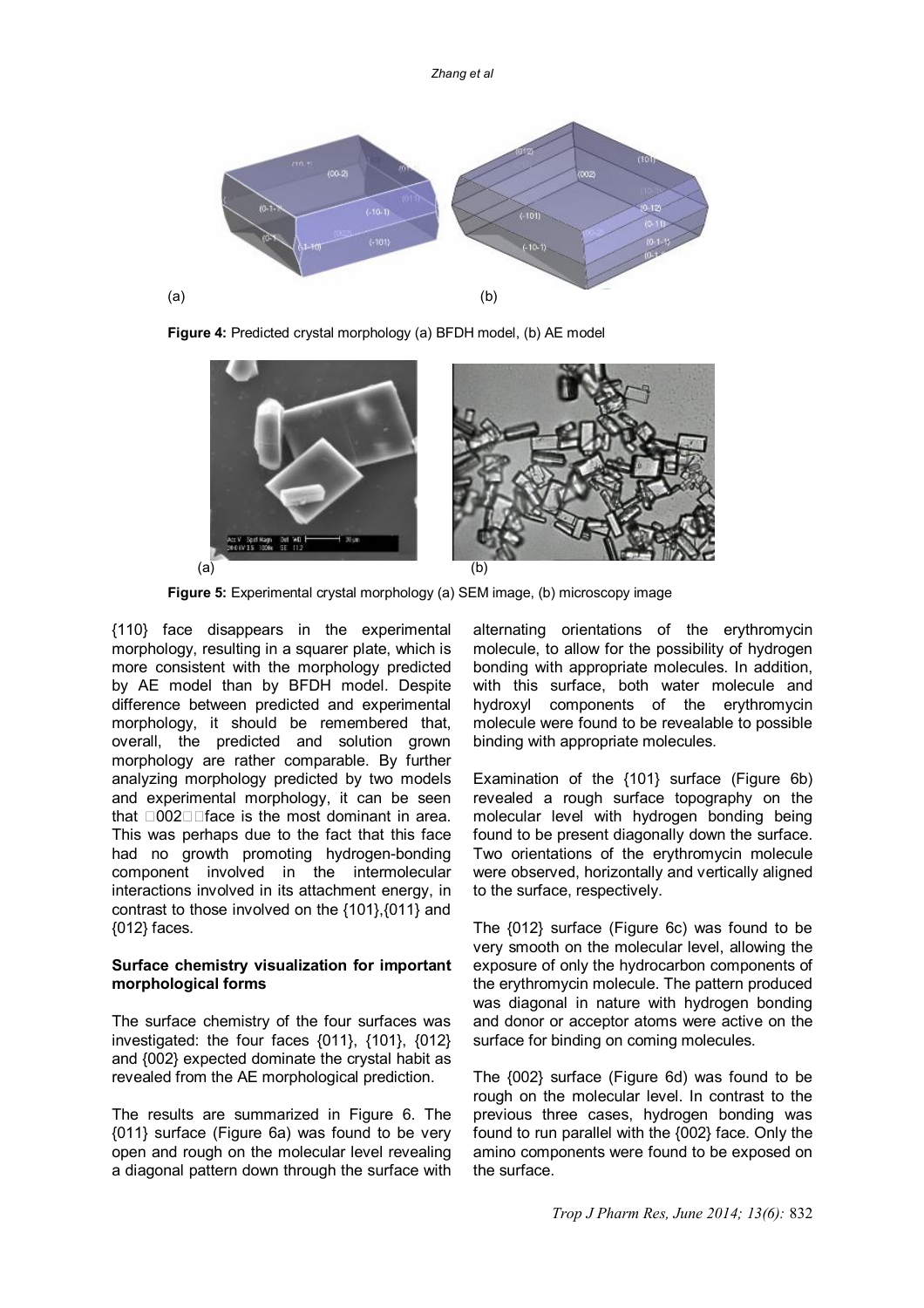(a) (b)

**Figure 4:** Predicted crystal morphology (a) BFDH model, (b) AE model

(a) (b)

**Figure 5:** Experimental crystal morphology (a) SEM image, (b) microscopy image

{110} face disappears in the experimental morphology, resulting in a squarer plate, which is more consistent with the morphology predicted by AE model than by BFDH model. Despite difference between predicted and experimental morphology, it should be remembered that, overall, the predicted and solution grown morphology are rather comparable. By further analyzing morphology predicted by two models and experimental morphology, it can be seen that {002} face is the most dominant in area. This was perhaps due to the fact that this face had no growth promoting hydrogen-bonding component involved in the intermolecular interactions involved in its attachment energy, in contrast to those involved on the {101},{011} and {012} faces.

**Surface chemistry visualization for important morphological forms**

The surface chemistry of the four surfaces was investigated: the four faces {011}, {101}, {012} and {002} expected dominate the crystal habit as revealed from the AE morphological prediction.

The results are summarized in Figure 6. The {011} surface (Figure 6a) was found to be very open and rough on the molecular level revealing a diagonal pattern down through the surface with alternating orientations of the erythromycin molecule, to allow for the possibility of hydrogen bonding with appropriate molecules. In addition, with this surface, both water molecule and hydroxyl components of the erythromycin molecule were found to be revealable to possible binding with appropriate molecules.

Examination of the {101} surface (Figure 6b) revealed a rough surface topography on the molecular level with hydrogen bonding being found to be present diagonally down the surface. Two orientations of the erythromycin molecule were observed, horizontally and vertically aligned to the surface, respectively.

The {012} surface (Figure 6c) was found to be very smooth on the molecular level, allowing the exposure of only the hydrocarbon components of the erythromycin molecule. The pattern produced was diagonal in nature with hydrogen bonding and donor or acceptor atoms were active on the surface for binding on coming molecules.

The {002} surface (Figure 6d) was found to be rough on the molecular level. In contrast to the previous three cases, hydrogen bonding was found to run parallel with the {002} face. Only the amino components were found to be exposed on the surface.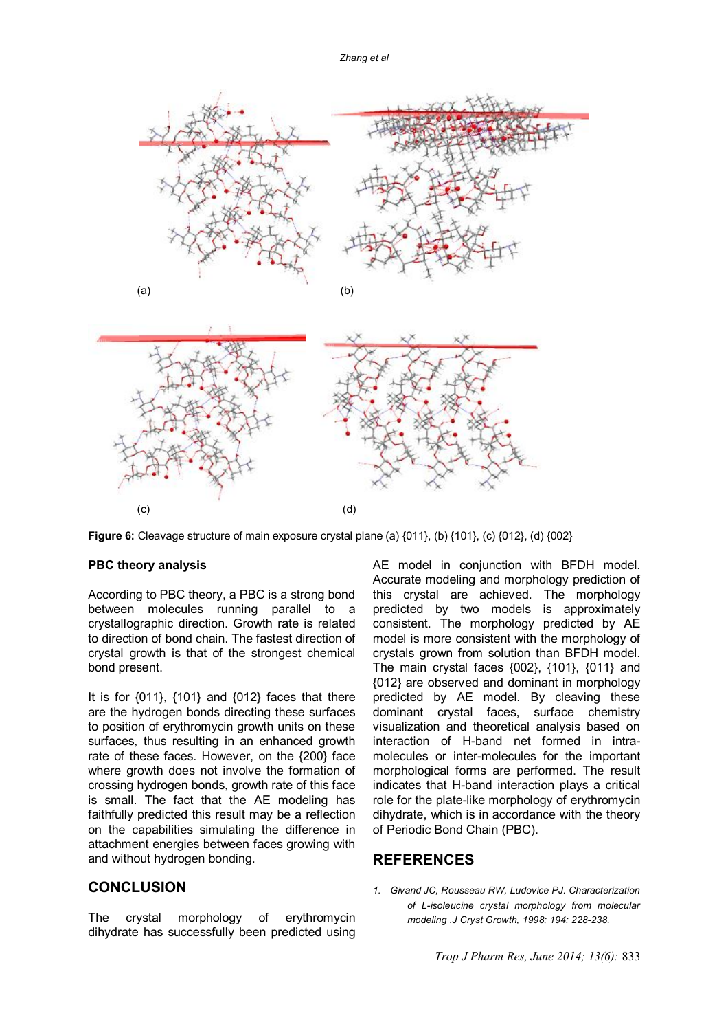**Figure 6:** Cleavage structure of main exposure crystal plane (a) {011}, (b) {101}, (c) {012}, (d) {002}

**PBC theory analysis**

According to PBC theory, a PBC is a strong bond between molecules running parallel to a crystallographic direction. Growth rate is related to direction of bond chain. The fastest direction of crystal growth is that of the strongest chemical bond present.

It is for {011}, {101} and {012} faces that there are the hydrogen bonds directing these surfaces to position of erythromycin growth units on these surfaces, thus resulting in an enhanced growth rate of these faces. However, on the {200} face where growth does not involve the formation of crossing hydrogen bonds, growth rate of this face is small. The fact that the AE modeling has faithfully predicted this result may be a reflection on the capabilities simulating the difference in attachment energies between faces growing with and without hydrogen bonding.

## CONCLUSION

The crystal morphology of erythromycin dihydrate has successfully been predicted using AE model in conjunction with BFDH model. Accurate modeling and morphology prediction of this crystal are achieved. The morphology predicted by two models is approximately consistent. The morphology predicted by AE model is more consistent with the morphology of crystals grown from solution than BFDH model. The main crystal faces {002}, {101}, {011} and {012} are observed and dominant in morphology predicted by AE model. By cleaving these dominant crystal faces, surface chemistry visualization and theoretical analysis based on interaction of H-band net formed in intra-molecules or inter-molecules for the important morphological forms are performed. The result indicates that H-band interaction plays a critical role for the plate-like morphology of erythromycin dihydrate, which is in accordance with the theory of Periodic Bond Chain (PBC).

## REFERENCES

1. *Givand JC, Rousseau RW, Ludovice PJ. Characterization of L-isoleucine crystal morphology from molecular modeling .J Cryst Growth, 1998; 194: 228-238.*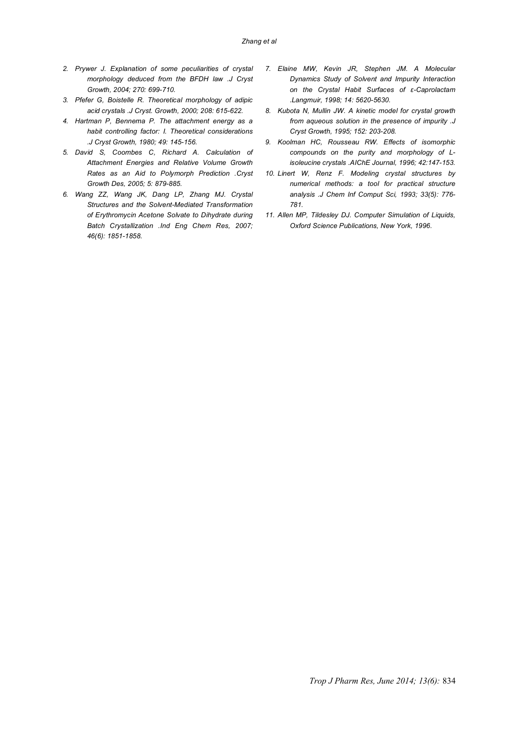2. Prywer J. Explanation of some peculiarities of crystal morphology deduced from the BFDH law .J Cryst Growth, 2004; 270: 699-710.
3. Pfefer G, Boistelle R. Theoretical morphology of adipic acid crystals .J Cryst. Growth, 2000; 208: 615-622.
4. Hartman P, Bennema P. The attachment energy as a habit controlling factor: I. Theoretical considerations .J Cryst Growth, 1980; 49: 145-156.
5. David S, Coombes C, Richard A. Calculation of Attachment Energies and Relative Volume Growth Rates as an Aid to Polymorph Prediction .Cryst Growth Des, 2005; 5: 879-885.
6. Wang ZZ, Wang JK, Dang LP, Zhang MJ. Crystal Structures and the Solvent-Mediated Transformation of Erythromycin Acetone Solvate to Dihydrate during Batch Crystallization .Ind Eng Chem Res, 2007; 46(6): 1851-1858.
7. Elaine MW, Kevin JR, Stephen JM. A Molecular Dynamics Study of Solvent and Impurity Interaction on the Crystal Habit Surfaces of ε-Caprolactam .Langmuir, 1998; 14: 5620-5630.
8. Kubota N, Mullin JW. A kinetic model for crystal growth from aqueous solution in the presence of impurity .J Cryst Growth, 1995; 152: 203-208.
9. Koolman HC, Rousseau RW. Effects of isomorphic compounds on the purity and morphology of L-isoleucine crystals .AIChE Journal, 1996; 42:147-153.
10. Linert W, Renz F. Modeling crystal structures by numerical methods: a tool for practical structure analysis .J Chem Inf Comput Sci, 1993; 33(5): 776-781.
11. Allen MP, Tildesley DJ. Computer Simulation of Liquids, Oxford Science Publications, New York, 1996.